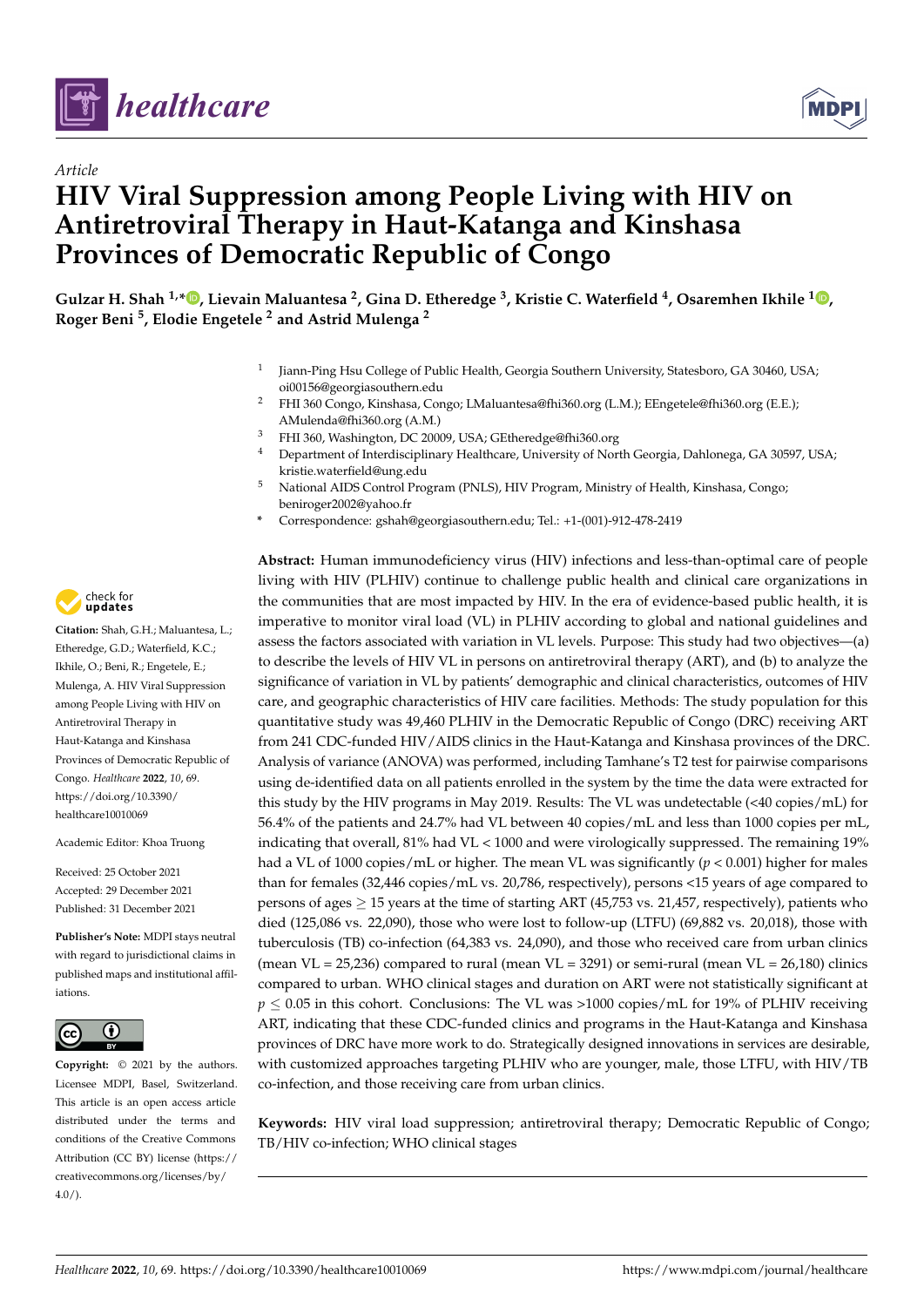*Article*

# HIV Viral Suppression among People Living with HIV on Antiretroviral Therapy in Haut-Katanga and Kinshasa Provinces of Democratic Republic of Congo

**Gulzar H. Shah [1,*], Lievain Maluantesa [2], Gina D. Etheredge [3], Kristie C. Waterfield [4], Osaremhen Ikhile [1], Roger Beni [5], Elodie Engetele [2] and Astrid Mulenga [2]**

[1] Jiann-Ping Hsu College of Public Health, Georgia Southern University, Statesboro, GA 30460, USA; oi00156@georgiasouthern.edu
[2] FHI 360 Congo, Kinshasa, Congo; LMaluantesa@fhi360.org (L.M.); EEngetele@fhi360.org (E.E.); AMulenda@fhi360.org (A.M.)
[3] FHI 360, Washington, DC 20009, USA; GEtheredge@fhi360.org
[4] Department of Interdisciplinary Healthcare, University of North Georgia, Dahlonega, GA 30597, USA; kristie.waterfield@ung.edu
[5] National AIDS Control Program (PNLS), HIV Program, Ministry of Health, Kinshasa, Congo; beniroger2002@yahoo.fr
* Correspondence: gshah@georgiasouthern.edu; Tel.: +1-(001)-912-478-2419

**Citation:** Shah, G.H.; Maluantesa, L.; Etheredge, G.D.; Waterfield, K.C.; Ikhile, O.; Beni, R.; Engetele, E.; Mulenga, A. HIV Viral Suppression among People Living with HIV on Antiretroviral Therapy in Haut-Katanga and Kinshasa Provinces of Democratic Republic of Congo. *Healthcare* **2022**, *10*, 69. https://doi.org/10.3390/healthcare10010069

Academic Editor: Khoa Truong

Received: 25 October 2021
Accepted: 29 December 2021
Published: 31 December 2021

**Publisher's Note:** MDPI stays neutral with regard to jurisdictional claims in published maps and institutional affiliations.

**Copyright:** © 2021 by the authors. Licensee MDPI, Basel, Switzerland. This article is an open access article distributed under the terms and conditions of the Creative Commons Attribution (CC BY) license (https://creativecommons.org/licenses/by/4.0/).

**Abstract:** Human immunodeficiency virus (HIV) infections and less-than-optimal care of people living with HIV (PLHIV) continue to challenge public health and clinical care organizations in the communities that are most impacted by HIV. In the era of evidence-based public health, it is imperative to monitor viral load (VL) in PLHIV according to global and national guidelines and assess the factors associated with variation in VL levels. Purpose: This study had two objectives—(a) to describe the levels of HIV VL in persons on antiretroviral therapy (ART), and (b) to analyze the significance of variation in VL by patients' demographic and clinical characteristics, outcomes of HIV care, and geographic characteristics of HIV care facilities. Methods: The study population for this quantitative study was 49,460 PLHIV in the Democratic Republic of Congo (DRC) receiving ART from 241 CDC-funded HIV/AIDS clinics in the Haut-Katanga and Kinshasa provinces of the DRC. Analysis of variance (ANOVA) was performed, including Tamhane's T2 test for pairwise comparisons using de-identified data on all patients enrolled in the system by the time the data were extracted for this study by the HIV programs in May 2019. Results: The VL was undetectable (<40 copies/mL) for 56.4% of the patients and 24.7% had VL between 40 copies/mL and less than 1000 copies per mL, indicating that overall, 81% had VL < 1000 and were virologically suppressed. The remaining 19% had a VL of 1000 copies/mL or higher. The mean VL was significantly ($p < 0.001$) higher for males than for females (32,446 copies/mL vs. 20,786, respectively), persons <15 years of age compared to persons of ages ≥ 15 years at the time of starting ART (45,753 vs. 21,457, respectively), patients who died (125,086 vs. 22,090), those who were lost to follow-up (LTFU) (69,882 vs. 20,018), those with tuberculosis (TB) co-infection (64,383 vs. 24,090), and those who received care from urban clinics (mean VL = 25,236) compared to rural (mean VL = 3291) or semi-rural (mean VL = 26,180) clinics compared to urban. WHO clinical stages and duration on ART were not statistically significant at $p \leq 0.05$ in this cohort. Conclusions: The VL was >1000 copies/mL for 19% of PLHIV receiving ART, indicating that these CDC-funded clinics and programs in the Haut-Katanga and Kinshasa provinces of DRC have more work to do. Strategically designed innovations in services are desirable, with customized approaches targeting PLHIV who are younger, male, those LTFU, with HIV/TB co-infection, and those receiving care from urban clinics.

**Keywords:** HIV viral load suppression; antiretroviral therapy; Democratic Republic of Congo; TB/HIV co-infection; WHO clinical stages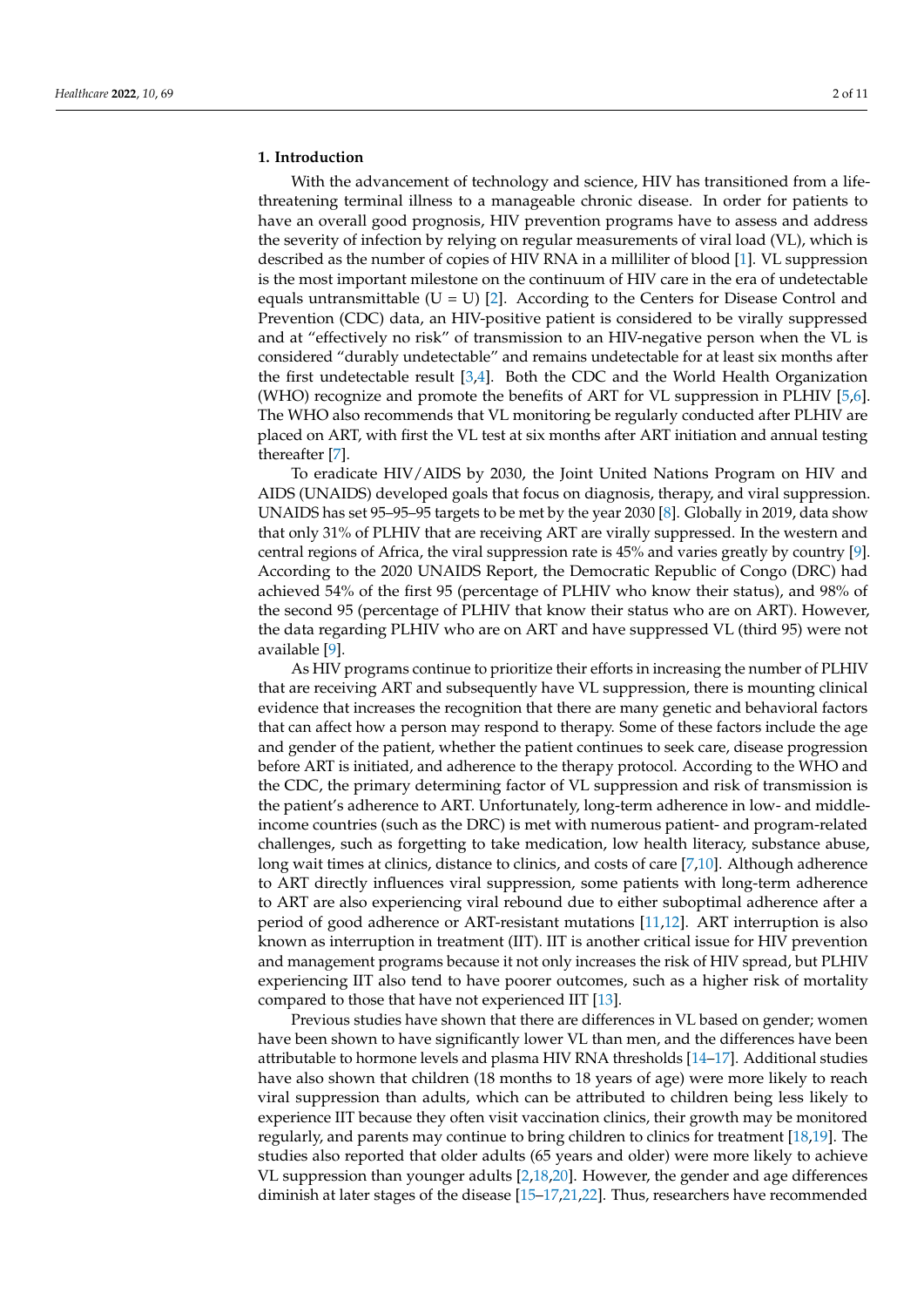## 1. Introduction

With the advancement of technology and science, HIV has transitioned from a life-threatening terminal illness to a manageable chronic disease. In order for patients to have an overall good prognosis, HIV prevention programs have to assess and address the severity of infection by relying on regular measurements of viral load (VL), which is described as the number of copies of HIV RNA in a milliliter of blood [1]. VL suppression is the most important milestone on the continuum of HIV care in the era of undetectable equals untransmittable (U = U) [2]. According to the Centers for Disease Control and Prevention (CDC) data, an HIV-positive patient is considered to be virally suppressed and at "effectively no risk" of transmission to an HIV-negative person when the VL is considered "durably undetectable" and remains undetectable for at least six months after the first undetectable result [3,4]. Both the CDC and the World Health Organization (WHO) recognize and promote the benefits of ART for VL suppression in PLHIV [5,6]. The WHO also recommends that VL monitoring be regularly conducted after PLHIV are placed on ART, with first the VL test at six months after ART initiation and annual testing thereafter [7].

To eradicate HIV/AIDS by 2030, the Joint United Nations Program on HIV and AIDS (UNAIDS) developed goals that focus on diagnosis, therapy, and viral suppression. UNAIDS has set 95–95–95 targets to be met by the year 2030 [8]. Globally in 2019, data show that only 31% of PLHIV that are receiving ART are virally suppressed. In the western and central regions of Africa, the viral suppression rate is 45% and varies greatly by country [9]. According to the 2020 UNAIDS Report, the Democratic Republic of Congo (DRC) had achieved 54% of the first 95 (percentage of PLHIV who know their status), and 98% of the second 95 (percentage of PLHIV that know their status who are on ART). However, the data regarding PLHIV who are on ART and have suppressed VL (third 95) were not available [9].

As HIV programs continue to prioritize their efforts in increasing the number of PLHIV that are receiving ART and subsequently have VL suppression, there is mounting clinical evidence that increases the recognition that there are many genetic and behavioral factors that can affect how a person may respond to therapy. Some of these factors include the age and gender of the patient, whether the patient continues to seek care, disease progression before ART is initiated, and adherence to the therapy protocol. According to the WHO and the CDC, the primary determining factor of VL suppression and risk of transmission is the patient's adherence to ART. Unfortunately, long-term adherence in low- and middle-income countries (such as the DRC) is met with numerous patient- and program-related challenges, such as forgetting to take medication, low health literacy, substance abuse, long wait times at clinics, distance to clinics, and costs of care [7,10]. Although adherence to ART directly influences viral suppression, some patients with long-term adherence to ART are also experiencing viral rebound due to either suboptimal adherence after a period of good adherence or ART-resistant mutations [11,12]. ART interruption is also known as interruption in treatment (IIT). IIT is another critical issue for HIV prevention and management programs because it not only increases the risk of HIV spread, but PLHIV experiencing IIT also tend to have poorer outcomes, such as a higher risk of mortality compared to those that have not experienced IIT [13].

Previous studies have shown that there are differences in VL based on gender; women have been shown to have significantly lower VL than men, and the differences have been attributable to hormone levels and plasma HIV RNA thresholds [14–17]. Additional studies have also shown that children (18 months to 18 years of age) were more likely to reach viral suppression than adults, which can be attributed to children being less likely to experience IIT because they often visit vaccination clinics, their growth may be monitored regularly, and parents may continue to bring children to clinics for treatment [18,19]. The studies also reported that older adults (65 years and older) were more likely to achieve VL suppression than younger adults [2,18,20]. However, the gender and age differences diminish at later stages of the disease [15–17,21,22]. Thus, researchers have recommended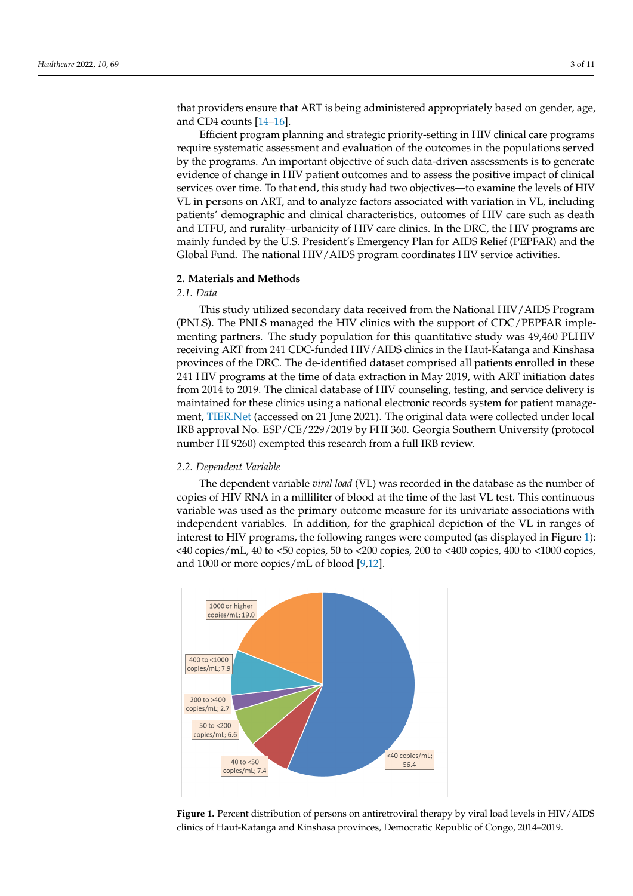that providers ensure that ART is being administered appropriately based on gender, age, and CD4 counts [14–16].

Efficient program planning and strategic priority-setting in HIV clinical care programs require systematic assessment and evaluation of the outcomes in the populations served by the programs. An important objective of such data-driven assessments is to generate evidence of change in HIV patient outcomes and to assess the positive impact of clinical services over time. To that end, this study had two objectives—to examine the levels of HIV VL in persons on ART, and to analyze factors associated with variation in VL, including patients' demographic and clinical characteristics, outcomes of HIV care such as death and LTFU, and rurality–urbanicity of HIV care clinics. In the DRC, the HIV programs are mainly funded by the U.S. President's Emergency Plan for AIDS Relief (PEPFAR) and the Global Fund. The national HIV/AIDS program coordinates HIV service activities.

## 2. Materials and Methods

### *2.1. Data*

This study utilized secondary data received from the National HIV/AIDS Program (PNLS). The PNLS managed the HIV clinics with the support of CDC/PEPFAR implementing partners. The study population for this quantitative study was 49,460 PLHIV receiving ART from 241 CDC-funded HIV/AIDS clinics in the Haut-Katanga and Kinshasa provinces of the DRC. The de-identified dataset comprised all patients enrolled in these 241 HIV programs at the time of data extraction in May 2019, with ART initiation dates from 2014 to 2019. The clinical database of HIV counseling, testing, and service delivery is maintained for these clinics using a national electronic records system for patient management, TIER.Net (accessed on 21 June 2021). The original data were collected under local IRB approval No. ESP/CE/229/2019 by FHI 360. Georgia Southern University (protocol number HI 9260) exempted this research from a full IRB review.

### *2.2. Dependent Variable*

The dependent variable *viral load* (VL) was recorded in the database as the number of copies of HIV RNA in a milliliter of blood at the time of the last VL test. This continuous variable was used as the primary outcome measure for its univariate associations with independent variables. In addition, for the graphical depiction of the VL in ranges of interest to HIV programs, the following ranges were computed (as displayed in Figure 1): <40 copies/mL, 40 to <50 copies, 50 to <200 copies, 200 to <400 copies, 400 to <1000 copies, and 1000 or more copies/mL of blood [9,12].

| Viral load level | Percent |
|---|---|
| <40 copies/mL | 56.4 |
| 40 to <50 copies/mL | 7.4 |
| 50 to <200 copies/mL | 6.6 |
| 200 to >400 copies/mL | 2.7 |
| 400 to <1000 copies/mL | 7.9 |
| 1000 or higher copies/mL | 19.0 |

**Figure 1.** Percent distribution of persons on antiretroviral therapy by viral load levels in HIV/AIDS clinics of Haut-Katanga and Kinshasa provinces, Democratic Republic of Congo, 2014–2019.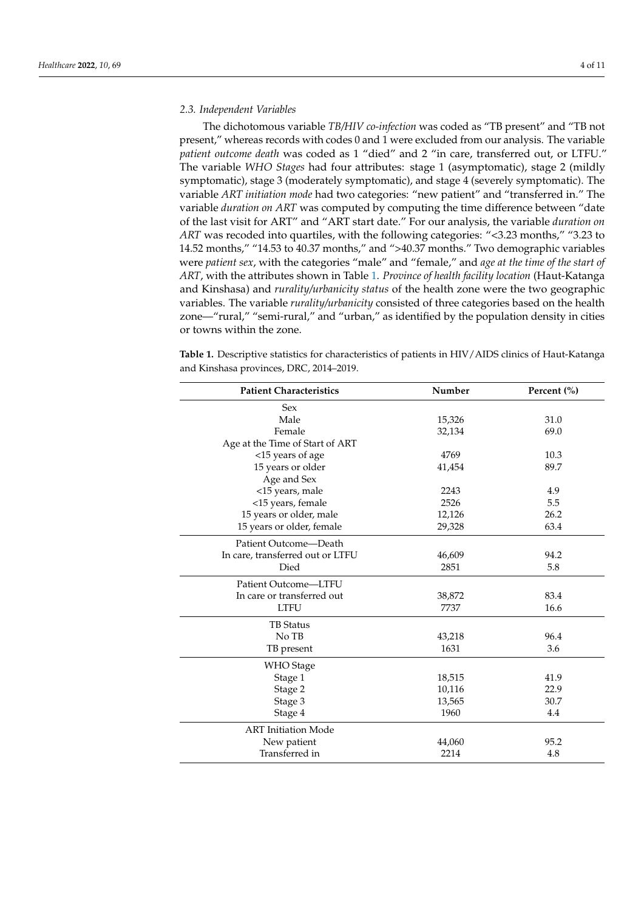### 2.3. Independent Variables

The dichotomous variable *TB/HIV co-infection* was coded as "TB present" and "TB not present," whereas records with codes 0 and 1 were excluded from our analysis. The variable *patient outcome death* was coded as 1 "died" and 2 "in care, transferred out, or LTFU." The variable *WHO Stages* had four attributes: stage 1 (asymptomatic), stage 2 (mildly symptomatic), stage 3 (moderately symptomatic), and stage 4 (severely symptomatic). The variable *ART initiation mode* had two categories: "new patient" and "transferred in." The variable *duration on ART* was computed by computing the time difference between "date of the last visit for ART" and "ART start date." For our analysis, the variable *duration on ART* was recoded into quartiles, with the following categories: "<3.23 months," "3.23 to 14.52 months," "14.53 to 40.37 months," and ">40.37 months." Two demographic variables were *patient sex*, with the categories "male" and "female," and *age at the time of the start of ART*, with the attributes shown in Table 1. *Province of health facility location* (Haut-Katanga and Kinshasa) and *rurality/urbanicity status* of the health zone were the two geographic variables. The variable *rurality/urbanicity* consisted of three categories based on the health zone—"rural," "semi-rural," and "urban," as identified by the population density in cities or towns within the zone.

**Table 1.** Descriptive statistics for characteristics of patients in HIV/AIDS clinics of Haut-Katanga and Kinshasa provinces, DRC, 2014–2019.

| Patient Characteristics | Number | Percent (%) |
|---|---|---|
| Sex | | |
| Male | 15,326 | 31.0 |
| Female | 32,134 | 69.0 |
| Age at the Time of Start of ART | | |
| <15 years of age | 4769 | 10.3 |
| 15 years or older | 41,454 | 89.7 |
| Age and Sex | | |
| <15 years, male | 2243 | 4.9 |
| <15 years, female | 2526 | 5.5 |
| 15 years or older, male | 12,126 | 26.2 |
| 15 years or older, female | 29,328 | 63.4 |
| Patient Outcome—Death | | |
| In care, transferred out or LTFU | 46,609 | 94.2 |
| Died | 2851 | 5.8 |
| Patient Outcome—LTFU | | |
| In care or transferred out | 38,872 | 83.4 |
| LTFU | 7737 | 16.6 |
| TB Status | | |
| No TB | 43,218 | 96.4 |
| TB present | 1631 | 3.6 |
| WHO Stage | | |
| Stage 1 | 18,515 | 41.9 |
| Stage 2 | 10,116 | 22.9 |
| Stage 3 | 13,565 | 30.7 |
| Stage 4 | 1960 | 4.4 |
| ART Initiation Mode | | |
| New patient | 44,060 | 95.2 |
| Transferred in | 2214 | 4.8 |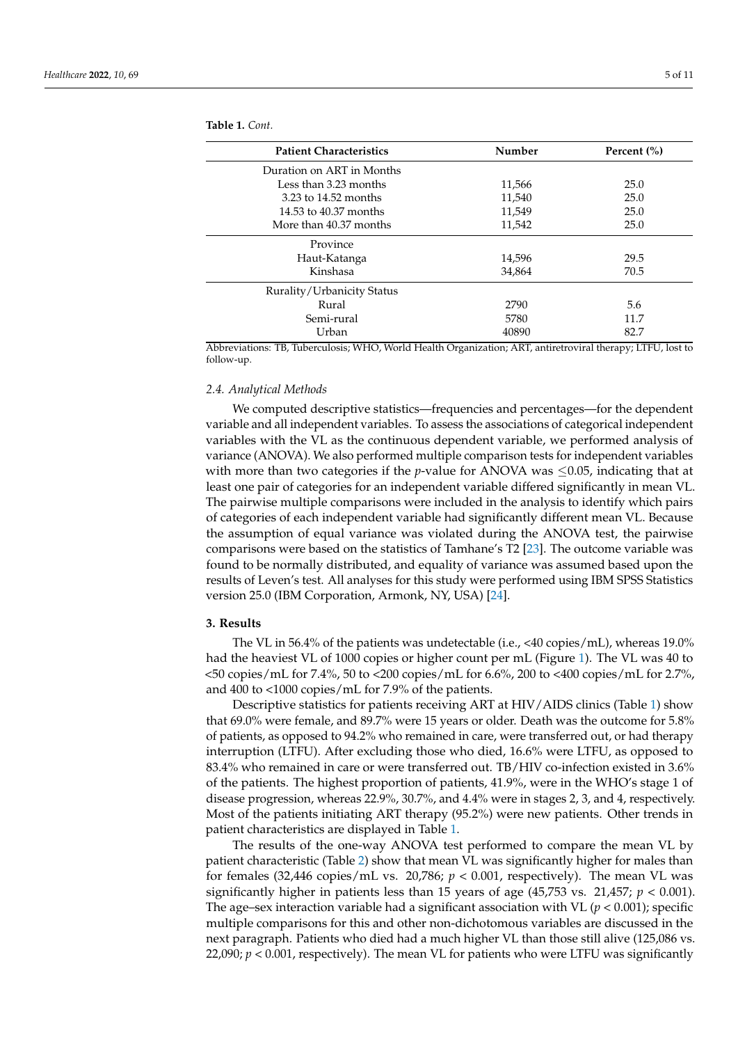**Table 1.** *Cont.*

| Patient Characteristics | Number | Percent (%) |
| --- | --- | --- |
| Duration on ART in Months | | |
| Less than 3.23 months | 11,566 | 25.0 |
| 3.23 to 14.52 months | 11,540 | 25.0 |
| 14.53 to 40.37 months | 11,549 | 25.0 |
| More than 40.37 months | 11,542 | 25.0 |
| Province | | |
| Haut-Katanga | 14,596 | 29.5 |
| Kinshasa | 34,864 | 70.5 |
| Rurality/Urbanicity Status | | |
| Rural | 2790 | 5.6 |
| Semi-rural | 5780 | 11.7 |
| Urban | 40890 | 82.7 |

Abbreviations: TB, Tuberculosis; WHO, World Health Organization; ART, antiretroviral therapy; LTFU, lost to follow-up.

### *2.4. Analytical Methods*

We computed descriptive statistics—frequencies and percentages—for the dependent variable and all independent variables. To assess the associations of categorical independent variables with the VL as the continuous dependent variable, we performed analysis of variance (ANOVA). We also performed multiple comparison tests for independent variables with more than two categories if the *p*-value for ANOVA was $\leq 0.05$, indicating that at least one pair of categories for an independent variable differed significantly in mean VL. The pairwise multiple comparisons were included in the analysis to identify which pairs of categories of each independent variable had significantly different mean VL. Because the assumption of equal variance was violated during the ANOVA test, the pairwise comparisons were based on the statistics of Tamhane's T2 [23]. The outcome variable was found to be normally distributed, and equality of variance was assumed based upon the results of Leven's test. All analyses for this study were performed using IBM SPSS Statistics version 25.0 (IBM Corporation, Armonk, NY, USA) [24].

## **3. Results**

The VL in 56.4% of the patients was undetectable (i.e., <40 copies/mL), whereas 19.0% had the heaviest VL of 1000 copies or higher count per mL (Figure 1). The VL was 40 to <50 copies/mL for 7.4%, 50 to <200 copies/mL for 6.6%, 200 to <400 copies/mL for 2.7%, and 400 to <1000 copies/mL for 7.9% of the patients.

Descriptive statistics for patients receiving ART at HIV/AIDS clinics (Table 1) show that 69.0% were female, and 89.7% were 15 years or older. Death was the outcome for 5.8% of patients, as opposed to 94.2% who remained in care, were transferred out, or had therapy interruption (LTFU). After excluding those who died, 16.6% were LTFU, as opposed to 83.4% who remained in care or were transferred out. TB/HIV co-infection existed in 3.6% of the patients. The highest proportion of patients, 41.9%, were in the WHO's stage 1 of disease progression, whereas 22.9%, 30.7%, and 4.4% were in stages 2, 3, and 4, respectively. Most of the patients initiating ART therapy (95.2%) were new patients. Other trends in patient characteristics are displayed in Table 1.

The results of the one-way ANOVA test performed to compare the mean VL by patient characteristic (Table 2) show that mean VL was significantly higher for males than for females (32,446 copies/mL vs. 20,786; $p < 0.001$, respectively). The mean VL was significantly higher in patients less than 15 years of age (45,753 vs. 21,457; $p < 0.001$). The age–sex interaction variable had a significant association with VL ($p < 0.001$); specific multiple comparisons for this and other non-dichotomous variables are discussed in the next paragraph. Patients who died had a much higher VL than those still alive (125,086 vs. 22,090; $p < 0.001$, respectively). The mean VL for patients who were LTFU was significantly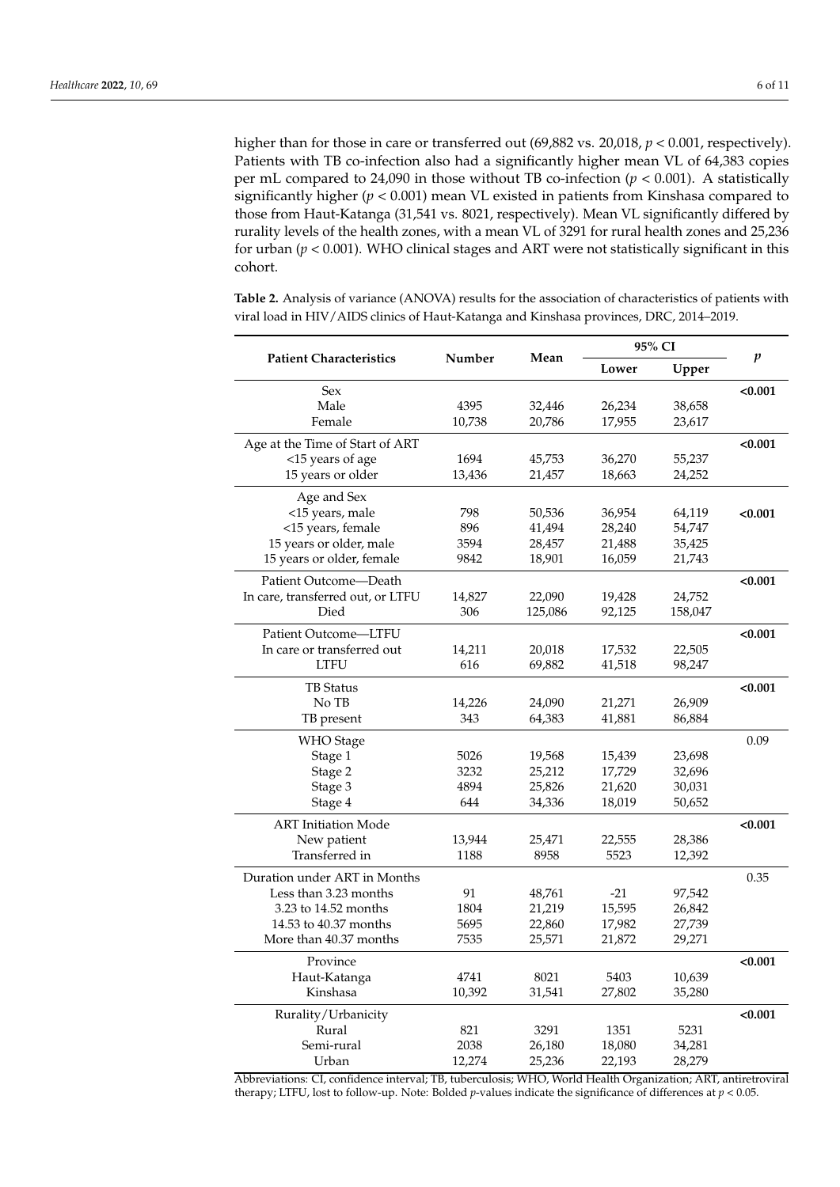higher than for those in care or transferred out (69,882 vs. 20,018, $p < 0.001$, respectively). Patients with TB co-infection also had a significantly higher mean VL of 64,383 copies per mL compared to 24,090 in those without TB co-infection ($p < 0.001$). A statistically significantly higher ($p < 0.001$) mean VL existed in patients from Kinshasa compared to those from Haut-Katanga (31,541 vs. 8021, respectively). Mean VL significantly differed by rurality levels of the health zones, with a mean VL of 3291 for rural health zones and 25,236 for urban ($p < 0.001$). WHO clinical stages and ART were not statistically significant in this cohort.

**Table 2.** Analysis of variance (ANOVA) results for the association of characteristics of patients with viral load in HIV/AIDS clinics of Haut-Katanga and Kinshasa provinces, DRC, 2014–2019.

| Patient Characteristics | Number | Mean | 95% CI | | *p* |
|---|---|---|---|---|---|
| | | | Lower | Upper | |
| Sex | | | | | **<0.001** |
| Male | 4395 | 32,446 | 26,234 | 38,658 | |
| Female | 10,738 | 20,786 | 17,955 | 23,617 | |
| Age at the Time of Start of ART | | | | | **<0.001** |
| <15 years of age | 1694 | 45,753 | 36,270 | 55,237 | |
| 15 years or older | 13,436 | 21,457 | 18,663 | 24,252 | |
| Age and Sex | | | | | |
| <15 years, male | 798 | 50,536 | 36,954 | 64,119 | **<0.001** |
| <15 years, female | 896 | 41,494 | 28,240 | 54,747 | |
| 15 years or older, male | 3594 | 28,457 | 21,488 | 35,425 | |
| 15 years or older, female | 9842 | 18,901 | 16,059 | 21,743 | |
| Patient Outcome—Death | | | | | **<0.001** |
| In care, transferred out, or LTFU | 14,827 | 22,090 | 19,428 | 24,752 | |
| Died | 306 | 125,086 | 92,125 | 158,047 | |
| Patient Outcome—LTFU | | | | | **<0.001** |
| In care or transferred out | 14,211 | 20,018 | 17,532 | 22,505 | |
| LTFU | 616 | 69,882 | 41,518 | 98,247 | |
| TB Status | | | | | **<0.001** |
| No TB | 14,226 | 24,090 | 21,271 | 26,909 | |
| TB present | 343 | 64,383 | 41,881 | 86,884 | |
| WHO Stage | | | | | 0.09 |
| Stage 1 | 5026 | 19,568 | 15,439 | 23,698 | |
| Stage 2 | 3232 | 25,212 | 17,729 | 32,696 | |
| Stage 3 | 4894 | 25,826 | 21,620 | 30,031 | |
| Stage 4 | 644 | 34,336 | 18,019 | 50,652 | |
| ART Initiation Mode | | | | | **<0.001** |
| New patient | 13,944 | 25,471 | 22,555 | 28,386 | |
| Transferred in | 1188 | 8958 | 5523 | 12,392 | |
| Duration under ART in Months | | | | | 0.35 |
| Less than 3.23 months | 91 | 48,761 | -21 | 97,542 | |
| 3.23 to 14.52 months | 1804 | 21,219 | 15,595 | 26,842 | |
| 14.53 to 40.37 months | 5695 | 22,860 | 17,982 | 27,739 | |
| More than 40.37 months | 7535 | 25,571 | 21,872 | 29,271 | |
| Province | | | | | **<0.001** |
| Haut-Katanga | 4741 | 8021 | 5403 | 10,639 | |
| Kinshasa | 10,392 | 31,541 | 27,802 | 35,280 | |
| Rurality/Urbanicity | | | | | **<0.001** |
| Rural | 821 | 3291 | 1351 | 5231 | |
| Semi-rural | 2038 | 26,180 | 18,080 | 34,281 | |
| Urban | 12,274 | 25,236 | 22,193 | 28,279 | |

Abbreviations: CI, confidence interval; TB, tuberculosis; WHO, World Health Organization; ART, antiretroviral therapy; LTFU, lost to follow-up. Note: Bolded *p*-values indicate the significance of differences at $p < 0.05$.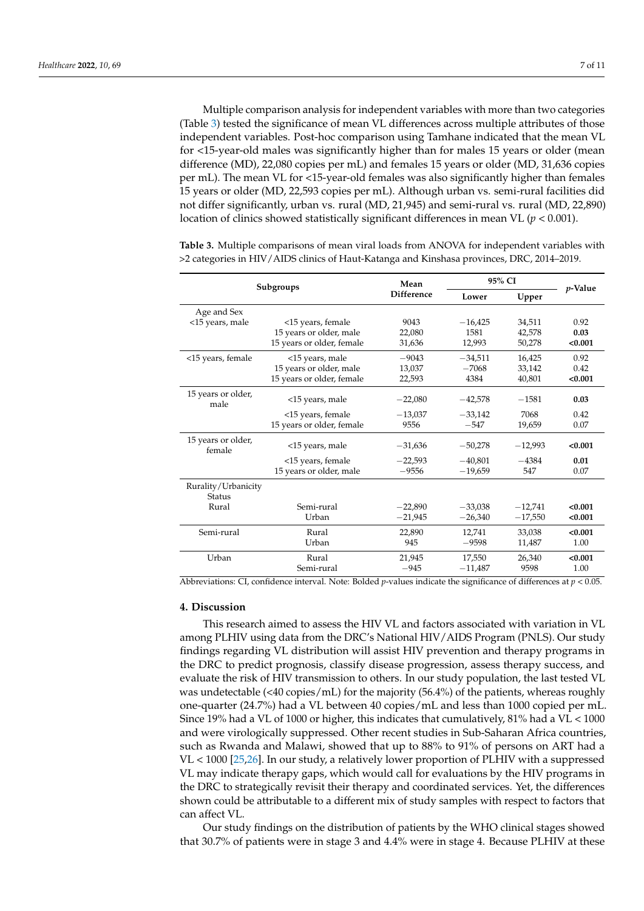Multiple comparison analysis for independent variables with more than two categories (Table 3) tested the significance of mean VL differences across multiple attributes of those independent variables. Post-hoc comparison using Tamhane indicated that the mean VL for <15-year-old males was significantly higher than for males 15 years or older (mean difference (MD), 22,080 copies per mL) and females 15 years or older (MD, 31,636 copies per mL). The mean VL for <15-year-old females was also significantly higher than females 15 years or older (MD, 22,593 copies per mL). Although urban vs. semi-rural facilities did not differ significantly, urban vs. rural (MD, 21,945) and semi-rural vs. rural (MD, 22,890) location of clinics showed statistically significant differences in mean VL ($p < 0.001$).

**Table 3.** Multiple comparisons of mean viral loads from ANOVA for independent variables with >2 categories in HIV/AIDS clinics of Haut-Katanga and Kinshasa provinces, DRC, 2014–2019.

| Subgroups | | Mean Difference | 95% CI | | *p*-Value |
|---|---|---|---|---|---|
| | | | Lower | Upper | |
| Age and Sex | | | | | |
| <15 years, male | <15 years, female | 9043 | −16,425 | 34,511 | 0.92 |
| | 15 years or older, male | 22,080 | 1581 | 42,578 | **0.03** |
| | 15 years or older, female | 31,636 | 12,993 | 50,278 | **<0.001** |
| <15 years, female | <15 years, male | −9043 | −34,511 | 16,425 | 0.92 |
| | 15 years or older, male | 13,037 | −7068 | 33,142 | 0.42 |
| | 15 years or older, female | 22,593 | 4384 | 40,801 | **<0.001** |
| 15 years or older, male | <15 years, male | −22,080 | −42,578 | −1581 | **0.03** |
| | <15 years, female | −13,037 | −33,142 | 7068 | 0.42 |
| | 15 years or older, female | 9556 | −547 | 19,659 | 0.07 |
| 15 years or older, female | <15 years, male | −31,636 | −50,278 | −12,993 | **<0.001** |
| | <15 years, female | −22,593 | −40,801 | −4384 | **0.01** |
| | 15 years or older, male | −9556 | −19,659 | 547 | 0.07 |
| Rurality/Urbanicity Status | | | | | |
| Rural | Semi-rural | −22,890 | −33,038 | −12,741 | **<0.001** |
| | Urban | −21,945 | −26,340 | −17,550 | **<0.001** |
| Semi-rural | Rural | 22,890 | 12,741 | 33,038 | **<0.001** |
| | Urban | 945 | −9598 | 11,487 | 1.00 |
| Urban | Rural | 21,945 | 17,550 | 26,340 | **<0.001** |
| | Semi-rural | −945 | −11,487 | 9598 | 1.00 |

Abbreviations: CI, confidence interval. Note: Bolded *p*-values indicate the significance of differences at $p < 0.05$.

## 4. Discussion

This research aimed to assess the HIV VL and factors associated with variation in VL among PLHIV using data from the DRC's National HIV/AIDS Program (PNLS). Our study findings regarding VL distribution will assist HIV prevention and therapy programs in the DRC to predict prognosis, classify disease progression, assess therapy success, and evaluate the risk of HIV transmission to others. In our study population, the last tested VL was undetectable (<40 copies/mL) for the majority (56.4%) of the patients, whereas roughly one-quarter (24.7%) had a VL between 40 copies/mL and less than 1000 copied per mL. Since 19% had a VL of 1000 or higher, this indicates that cumulatively, 81% had a VL < 1000 and were virologically suppressed. Other recent studies in Sub-Saharan Africa countries, such as Rwanda and Malawi, showed that up to 88% to 91% of persons on ART had a VL < 1000 [25,26]. In our study, a relatively lower proportion of PLHIV with a suppressed VL may indicate therapy gaps, which would call for evaluations by the HIV programs in the DRC to strategically revisit their therapy and coordinated services. Yet, the differences shown could be attributable to a different mix of study samples with respect to factors that can affect VL.

Our study findings on the distribution of patients by the WHO clinical stages showed that 30.7% of patients were in stage 3 and 4.4% were in stage 4. Because PLHIV at these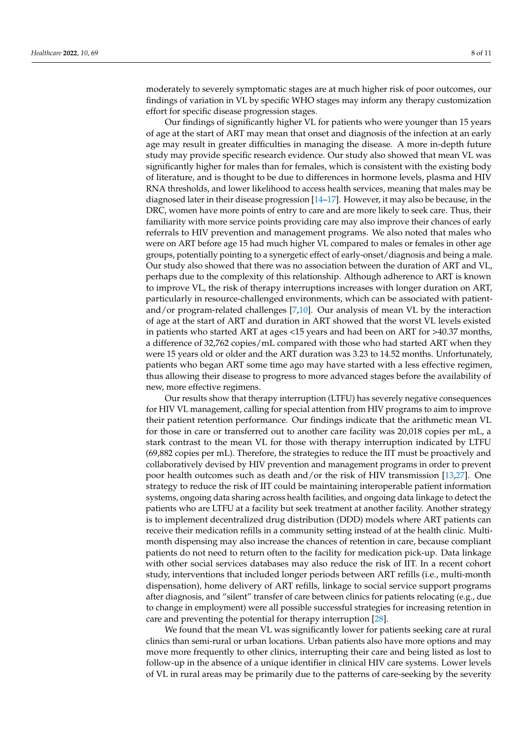moderately to severely symptomatic stages are at much higher risk of poor outcomes, our findings of variation in VL by specific WHO stages may inform any therapy customization effort for specific disease progression stages.

Our findings of significantly higher VL for patients who were younger than 15 years of age at the start of ART may mean that onset and diagnosis of the infection at an early age may result in greater difficulties in managing the disease. A more in-depth future study may provide specific research evidence. Our study also showed that mean VL was significantly higher for males than for females, which is consistent with the existing body of literature, and is thought to be due to differences in hormone levels, plasma and HIV RNA thresholds, and lower likelihood to access health services, meaning that males may be diagnosed later in their disease progression [14–17]. However, it may also be because, in the DRC, women have more points of entry to care and are more likely to seek care. Thus, their familiarity with more service points providing care may also improve their chances of early referrals to HIV prevention and management programs. We also noted that males who were on ART before age 15 had much higher VL compared to males or females in other age groups, potentially pointing to a synergetic effect of early-onset/diagnosis and being a male. Our study also showed that there was no association between the duration of ART and VL, perhaps due to the complexity of this relationship. Although adherence to ART is known to improve VL, the risk of therapy interruptions increases with longer duration on ART, particularly in resource-challenged environments, which can be associated with patient-and/or program-related challenges [7,10]. Our analysis of mean VL by the interaction of age at the start of ART and duration in ART showed that the worst VL levels existed in patients who started ART at ages <15 years and had been on ART for >40.37 months, a difference of 32,762 copies/mL compared with those who had started ART when they were 15 years old or older and the ART duration was 3.23 to 14.52 months. Unfortunately, patients who began ART some time ago may have started with a less effective regimen, thus allowing their disease to progress to more advanced stages before the availability of new, more effective regimens.

Our results show that therapy interruption (LTFU) has severely negative consequences for HIV VL management, calling for special attention from HIV programs to aim to improve their patient retention performance. Our findings indicate that the arithmetic mean VL for those in care or transferred out to another care facility was 20,018 copies per mL, a stark contrast to the mean VL for those with therapy interruption indicated by LTFU (69,882 copies per mL). Therefore, the strategies to reduce the IIT must be proactively and collaboratively devised by HIV prevention and management programs in order to prevent poor health outcomes such as death and/or the risk of HIV transmission [13,27]. One strategy to reduce the risk of IIT could be maintaining interoperable patient information systems, ongoing data sharing across health facilities, and ongoing data linkage to detect the patients who are LTFU at a facility but seek treatment at another facility. Another strategy is to implement decentralized drug distribution (DDD) models where ART patients can receive their medication refills in a community setting instead of at the health clinic. Multi-month dispensing may also increase the chances of retention in care, because compliant patients do not need to return often to the facility for medication pick-up. Data linkage with other social services databases may also reduce the risk of IIT. In a recent cohort study, interventions that included longer periods between ART refills (i.e., multi-month dispensation), home delivery of ART refills, linkage to social service support programs after diagnosis, and "silent" transfer of care between clinics for patients relocating (e.g., due to change in employment) were all possible successful strategies for increasing retention in care and preventing the potential for therapy interruption [28].

We found that the mean VL was significantly lower for patients seeking care at rural clinics than semi-rural or urban locations. Urban patients also have more options and may move more frequently to other clinics, interrupting their care and being listed as lost to follow-up in the absence of a unique identifier in clinical HIV care systems. Lower levels of VL in rural areas may be primarily due to the patterns of care-seeking by the severity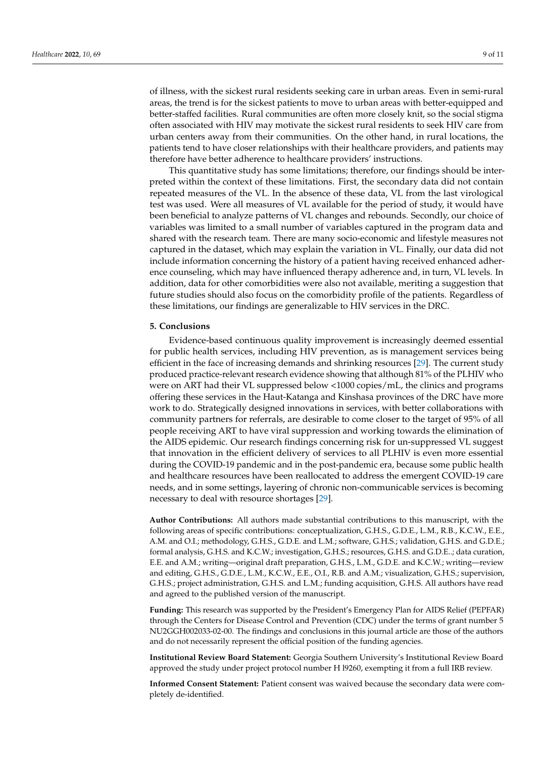of illness, with the sickest rural residents seeking care in urban areas. Even in semi-rural areas, the trend is for the sickest patients to move to urban areas with better-equipped and better-staffed facilities. Rural communities are often more closely knit, so the social stigma often associated with HIV may motivate the sickest rural residents to seek HIV care from urban centers away from their communities. On the other hand, in rural locations, the patients tend to have closer relationships with their healthcare providers, and patients may therefore have better adherence to healthcare providers' instructions.

This quantitative study has some limitations; therefore, our findings should be interpreted within the context of these limitations. First, the secondary data did not contain repeated measures of the VL. In the absence of these data, VL from the last virological test was used. Were all measures of VL available for the period of study, it would have been beneficial to analyze patterns of VL changes and rebounds. Secondly, our choice of variables was limited to a small number of variables captured in the program data and shared with the research team. There are many socio-economic and lifestyle measures not captured in the dataset, which may explain the variation in VL. Finally, our data did not include information concerning the history of a patient having received enhanced adherence counseling, which may have influenced therapy adherence and, in turn, VL levels. In addition, data for other comorbidities were also not available, meriting a suggestion that future studies should also focus on the comorbidity profile of the patients. Regardless of these limitations, our findings are generalizable to HIV services in the DRC.

## 5. Conclusions

Evidence-based continuous quality improvement is increasingly deemed essential for public health services, including HIV prevention, as is management services being efficient in the face of increasing demands and shrinking resources [29]. The current study produced practice-relevant research evidence showing that although 81% of the PLHIV who were on ART had their VL suppressed below <1000 copies/mL, the clinics and programs offering these services in the Haut-Katanga and Kinshasa provinces of the DRC have more work to do. Strategically designed innovations in services, with better collaborations with community partners for referrals, are desirable to come closer to the target of 95% of all people receiving ART to have viral suppression and working towards the elimination of the AIDS epidemic. Our research findings concerning risk for un-suppressed VL suggest that innovation in the efficient delivery of services to all PLHIV is even more essential during the COVID-19 pandemic and in the post-pandemic era, because some public health and healthcare resources have been reallocated to address the emergent COVID-19 care needs, and in some settings, layering of chronic non-communicable services is becoming necessary to deal with resource shortages [29].

**Author Contributions:** All authors made substantial contributions to this manuscript, with the following areas of specific contributions: conceptualization, G.H.S., G.D.E., L.M., R.B., K.C.W., E.E., A.M. and O.I.; methodology, G.H.S., G.D.E. and L.M.; software, G.H.S.; validation, G.H.S. and G.D.E.; formal analysis, G.H.S. and K.C.W.; investigation, G.H.S.; resources, G.H.S. and G.D.E..; data curation, E.E. and A.M.; writing—original draft preparation, G.H.S., L.M., G.D.E. and K.C.W.; writing—review and editing, G.H.S., G.D.E., L.M., K.C.W., E.E., O.I., R.B. and A.M.; visualization, G.H.S.; supervision, G.H.S.; project administration, G.H.S. and L.M.; funding acquisition, G.H.S. All authors have read and agreed to the published version of the manuscript.

**Funding:** This research was supported by the President's Emergency Plan for AIDS Relief (PEPFAR) through the Centers for Disease Control and Prevention (CDC) under the terms of grant number 5 NU2GGH002033-02-00. The findings and conclusions in this journal article are those of the authors and do not necessarily represent the official position of the funding agencies.

**Institutional Review Board Statement:** Georgia Southern University's Institutional Review Board approved the study under project protocol number H l9260, exempting it from a full IRB review.

**Informed Consent Statement:** Patient consent was waived because the secondary data were completely de-identified.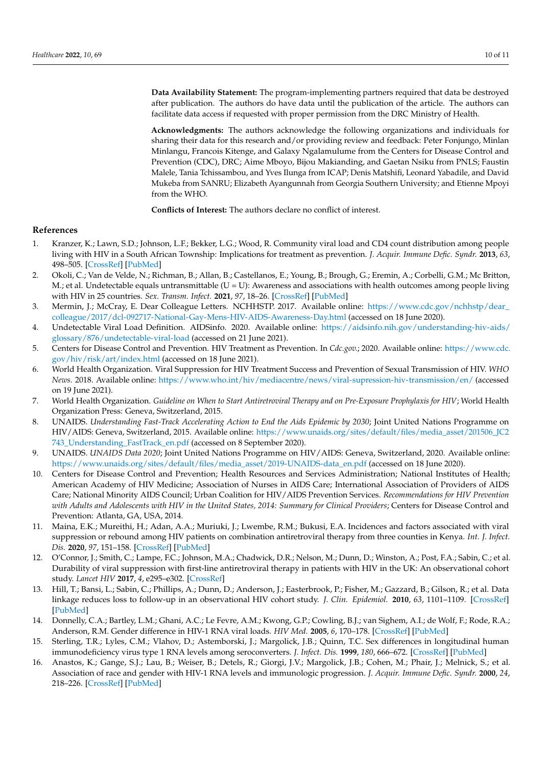**Data Availability Statement:** The program-implementing partners required that data be destroyed after publication. The authors do have data until the publication of the article. The authors can facilitate data access if requested with proper permission from the DRC Ministry of Health.

**Acknowledgments:** The authors acknowledge the following organizations and individuals for sharing their data for this research and/or providing review and feedback: Peter Fonjungo, Minlan Minlangu, Francois Kitenge, and Galaxy Ngalamulume from the Centers for Disease Control and Prevention (CDC), DRC; Aime Mboyo, Bijou Makianding, and Gaetan Nsiku from PNLS; Faustin Malele, Tania Tchissambou, and Yves Ilunga from ICAP; Denis Matshifi, Leonard Yabadile, and David Mukeba from SANRU; Elizabeth Ayangunnah from Georgia Southern University; and Etienne Mpoyi from the WHO.

**Conflicts of Interest:** The authors declare no conflict of interest.

## References

1. Kranzer, K.; Lawn, S.D.; Johnson, L.F.; Bekker, L.G.; Wood, R. Community viral load and CD4 count distribution among people living with HIV in a South African Township: Implications for treatment as prevention. *J. Acquir. Immune Defic. Syndr.* **2013**, *63*, 498–505. [CrossRef] [PubMed]
2. Okoli, C.; Van de Velde, N.; Richman, B.; Allan, B.; Castellanos, E.; Young, B.; Brough, G.; Eremin, A.; Corbelli, G.M.; Mc Britton, M.; et al. Undetectable equals untransmittable (U = U): Awareness and associations with health outcomes among people living with HIV in 25 countries. *Sex. Transm. Infect.* **2021**, *97*, 18–26. [CrossRef] [PubMed]
3. Mermin, J.; McCray, E. Dear Colleague Letters. NCHHSTP. 2017. Available online: https://www.cdc.gov/nchhstp/dear_colleague/2017/dcl-092717-National-Gay-Mens-HIV-AIDS-Awareness-Day.html (accessed on 18 June 2020).
4. Undetectable Viral Load Definition. AIDSinfo. 2020. Available online: https://aidsinfo.nih.gov/understanding-hiv-aids/glossary/876/undetectable-viral-load (accessed on 21 June 2021).
5. Centers for Disease Control and Prevention. HIV Treatment as Prevention. In *Cdc.gov.*; 2020. Available online: https://www.cdc.gov/hiv/risk/art/index.html (accessed on 18 June 2021).
6. World Health Organization. Viral Suppression for HIV Treatment Success and Prevention of Sexual Transmission of HIV. *WHO News.* 2018. Available online: https://www.who.int/hiv/mediacentre/news/viral-supression-hiv-transmission/en/ (accessed on 19 June 2021).
7. World Health Organization. *Guideline on When to Start Antiretroviral Therapy and on Pre-Exposure Prophylaxis for HIV*; World Health Organization Press: Geneva, Switzerland, 2015.
8. UNAIDS. *Understanding Fast-Track Accelerating Action to End the Aids Epidemic by 2030*; Joint United Nations Programme on HIV/AIDS: Geneva, Switzerland, 2015. Available online: https://www.unaids.org/sites/default/files/media_asset/201506_JC2743_Understanding_FastTrack_en.pdf (accessed on 8 September 2020).
9. UNAIDS. *UNAIDS Data 2020*; Joint United Nations Programme on HIV/AIDS: Geneva, Switzerland, 2020. Available online: https://www.unaids.org/sites/default/files/media_asset/2019-UNAIDS-data_en.pdf (accessed on 18 June 2020).
10. Centers for Disease Control and Prevention; Health Resources and Services Administration; National Institutes of Health; American Academy of HIV Medicine; Association of Nurses in AIDS Care; International Association of Providers of AIDS Care; National Minority AIDS Council; Urban Coalition for HIV/AIDS Prevention Services. *Recommendations for HIV Prevention with Adults and Adolescents with HIV in the United States, 2014: Summary for Clinical Providers*; Centers for Disease Control and Prevention: Atlanta, GA, USA, 2014.
11. Maina, E.K.; Mureithi, H.; Adan, A.A.; Muriuki, J.; Lwembe, R.M.; Bukusi, E.A. Incidences and factors associated with viral suppression or rebound among HIV patients on combination antiretroviral therapy from three counties in Kenya. *Int. J. Infect. Dis.* **2020**, *97*, 151–158. [CrossRef] [PubMed]
12. O'Connor, J.; Smith, C.; Lampe, F.C.; Johnson, M.A.; Chadwick, D.R.; Nelson, M.; Dunn, D.; Winston, A.; Post, F.A.; Sabin, C.; et al. Durability of viral suppression with first-line antiretroviral therapy in patients with HIV in the UK: An observational cohort study. *Lancet HIV* **2017**, *4*, e295–e302. [CrossRef]
13. Hill, T.; Bansi, L.; Sabin, C.; Phillips, A.; Dunn, D.; Anderson, J.; Easterbrook, P.; Fisher, M.; Gazzard, B.; Gilson, R.; et al. Data linkage reduces loss to follow-up in an observational HIV cohort study. *J. Clin. Epidemiol.* **2010**, *63*, 1101–1109. [CrossRef] [PubMed]
14. Donnelly, C.A.; Bartley, L.M.; Ghani, A.C.; Le Fevre, A.M.; Kwong, G.P.; Cowling, B.J.; van Sighem, A.I.; de Wolf, F.; Rode, R.A.; Anderson, R.M. Gender difference in HIV-1 RNA viral loads. *HIV Med.* **2005**, *6*, 170–178. [CrossRef] [PubMed]
15. Sterling, T.R.; Lyles, C.M.; Vlahov, D.; Astemborski, J.; Margolick, J.B.; Quinn, T.C. Sex differences in longitudinal human immunodeficiency virus type 1 RNA levels among seroconverters. *J. Infect. Dis.* **1999**, *180*, 666–672. [CrossRef] [PubMed]
16. Anastos, K.; Gange, S.J.; Lau, B.; Weiser, B.; Detels, R.; Giorgi, J.V.; Margolick, J.B.; Cohen, M.; Phair, J.; Melnick, S.; et al. Association of race and gender with HIV-1 RNA levels and immunologic progression. *J. Acquir. Immune Defic. Syndr.* **2000**, *24*, 218–226. [CrossRef] [PubMed]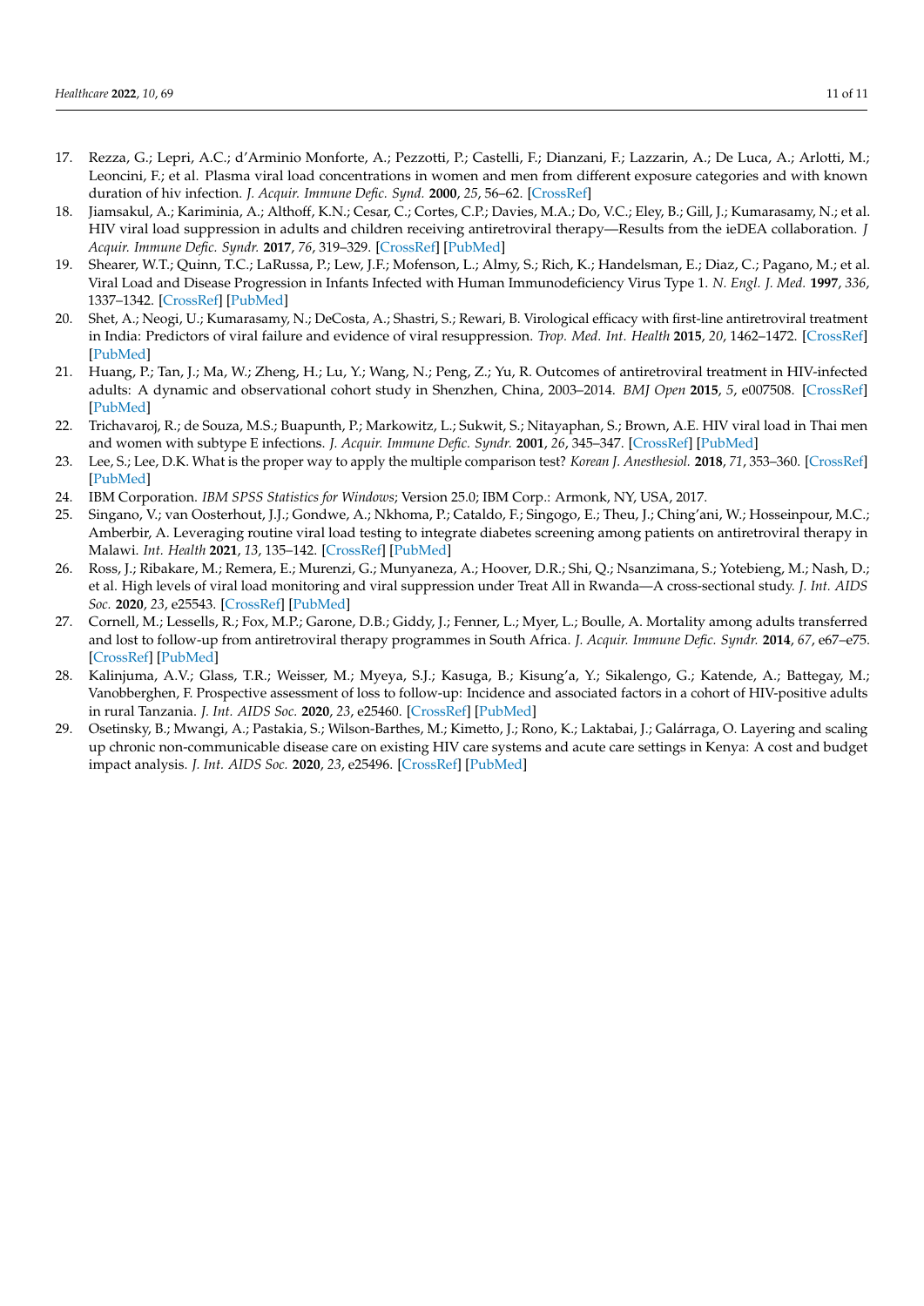17. Rezza, G.; Lepri, A.C.; d'Arminio Monforte, A.; Pezzotti, P.; Castelli, F.; Dianzani, F.; Lazzarin, A.; De Luca, A.; Arlotti, M.; Leoncini, F.; et al. Plasma viral load concentrations in women and men from different exposure categories and with known duration of hiv infection. *J. Acquir. Immune Defic. Synd.* **2000**, *25*, 56–62. [CrossRef]
18. Jiamsakul, A.; Kariminia, A.; Althoff, K.N.; Cesar, C.; Cortes, C.P.; Davies, M.A.; Do, V.C.; Eley, B.; Gill, J.; Kumarasamy, N.; et al. HIV viral load suppression in adults and children receiving antiretroviral therapy—Results from the ieDEA collaboration. *J Acquir. Immune Defic. Syndr.* **2017**, *76*, 319–329. [CrossRef] [PubMed]
19. Shearer, W.T.; Quinn, T.C.; LaRussa, P.; Lew, J.F.; Mofenson, L.; Almy, S.; Rich, K.; Handelsman, E.; Diaz, C.; Pagano, M.; et al. Viral Load and Disease Progression in Infants Infected with Human Immunodeficiency Virus Type 1. *N. Engl. J. Med.* **1997**, *336*, 1337–1342. [CrossRef] [PubMed]
20. Shet, A.; Neogi, U.; Kumarasamy, N.; DeCosta, A.; Shastri, S.; Rewari, B. Virological efficacy with first-line antiretroviral treatment in India: Predictors of viral failure and evidence of viral resuppression. *Trop. Med. Int. Health* **2015**, *20*, 1462–1472. [CrossRef] [PubMed]
21. Huang, P.; Tan, J.; Ma, W.; Zheng, H.; Lu, Y.; Wang, N.; Peng, Z.; Yu, R. Outcomes of antiretroviral treatment in HIV-infected adults: A dynamic and observational cohort study in Shenzhen, China, 2003–2014. *BMJ Open* **2015**, *5*, e007508. [CrossRef] [PubMed]
22. Trichavaroj, R.; de Souza, M.S.; Buapunth, P.; Markowitz, L.; Sukwit, S.; Nitayaphan, S.; Brown, A.E. HIV viral load in Thai men and women with subtype E infections. *J. Acquir. Immune Defic. Syndr.* **2001**, *26*, 345–347. [CrossRef] [PubMed]
23. Lee, S.; Lee, D.K. What is the proper way to apply the multiple comparison test? *Korean J. Anesthesiol.* **2018**, *71*, 353–360. [CrossRef] [PubMed]
24. IBM Corporation. *IBM SPSS Statistics for Windows*; Version 25.0; IBM Corp.: Armonk, NY, USA, 2017.
25. Singano, V.; van Oosterhout, J.J.; Gondwe, A.; Nkhoma, P.; Cataldo, F.; Singogo, E.; Theu, J.; Ching'ani, W.; Hosseinpour, M.C.; Amberbir, A. Leveraging routine viral load testing to integrate diabetes screening among patients on antiretroviral therapy in Malawi. *Int. Health* **2021**, *13*, 135–142. [CrossRef] [PubMed]
26. Ross, J.; Ribakare, M.; Remera, E.; Murenzi, G.; Munyaneza, A.; Hoover, D.R.; Shi, Q.; Nsanzimana, S.; Yotebieng, M.; Nash, D.; et al. High levels of viral load monitoring and viral suppression under Treat All in Rwanda—A cross-sectional study. *J. Int. AIDS Soc.* **2020**, *23*, e25543. [CrossRef] [PubMed]
27. Cornell, M.; Lessells, R.; Fox, M.P.; Garone, D.B.; Giddy, J.; Fenner, L.; Myer, L.; Boulle, A. Mortality among adults transferred and lost to follow-up from antiretroviral therapy programmes in South Africa. *J. Acquir. Immune Defic. Syndr.* **2014**, *67*, e67–e75. [CrossRef] [PubMed]
28. Kalinjuma, A.V.; Glass, T.R.; Weisser, M.; Myeya, S.J.; Kasuga, B.; Kisung'a, Y.; Sikalengo, G.; Katende, A.; Battegay, M.; Vanobberghen, F. Prospective assessment of loss to follow-up: Incidence and associated factors in a cohort of HIV-positive adults in rural Tanzania. *J. Int. AIDS Soc.* **2020**, *23*, e25460. [CrossRef] [PubMed]
29. Osetinsky, B.; Mwangi, A.; Pastakia, S.; Wilson-Barthes, M.; Kimetto, J.; Rono, K.; Laktabai, J.; Galárraga, O. Layering and scaling up chronic non-communicable disease care on existing HIV care systems and acute care settings in Kenya: A cost and budget impact analysis. *J. Int. AIDS Soc.* **2020**, *23*, e25496. [CrossRef] [PubMed]